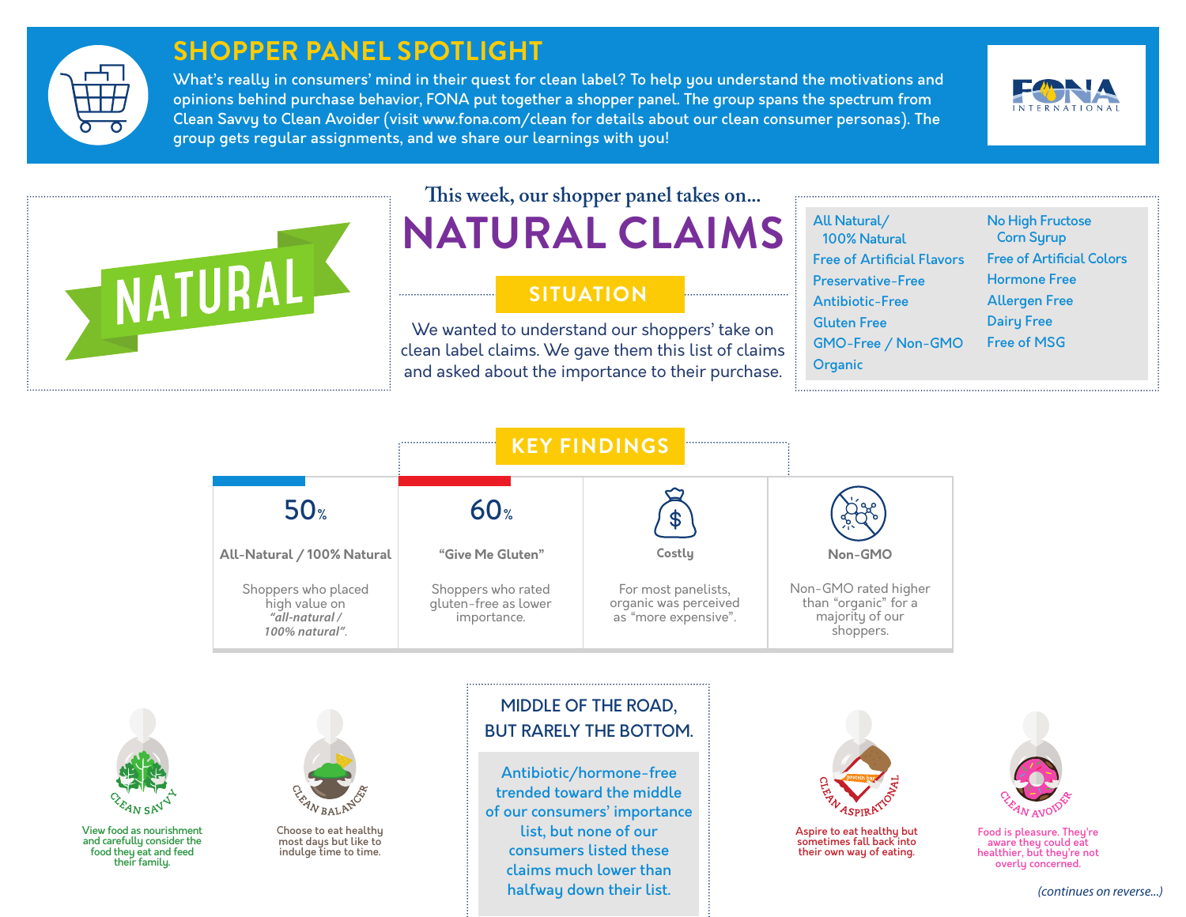# SHOPPER PANEL SPOTLIGHT

What's really in consumers' mind in their quest for clean label? To help you understand the motivations and opinions behind purchase behavior, FONA put together a shopper panel. The group spans the spectrum from Clean Savvy to Clean Avoider (visit www.fona.com/clean for details about our clean consumer personas). The group gets regular assignments, and we share our learnings with you!

FONA INTERNATIONAL

NATURAL

This week, our shopper panel takes on...

# NATURAL CLAIMS

## SITUATION

We wanted to understand our shoppers' take on clean label claims. We gave them this list of claims and asked about the importance to their purchase.

- All Natural/ 100% Natural
- Free of Artificial Flavors
- Preservative-Free
- Antibiotic-Free
- Gluten Free
- GMO-Free / Non-GMO
- Organic
- No High Fructose Corn Syrup
- Free of Artificial Colors
- Hormone Free
- Allergen Free
- Dairy Free
- Free of MSG

## KEY FINDINGS

**50%**
**All-Natural / 100% Natural**
Shoppers who placed high value on *"all-natural / 100% natural"*.

**60%**
**"Give Me Gluten"**
Shoppers who rated gluten-free as lower importance.

**Costly**
For most panelists, organic was perceived as "more expensive".

**Non-GMO**
Non-GMO rated higher than "organic" for a majority of our shoppers.

## MIDDLE OF THE ROAD, BUT RARELY THE BOTTOM.

Antibiotic/hormone-free trended toward the middle of our consumers' importance list, but none of our consumers listed these claims much lower than halfway down their list.

**CLEAN SAVVY**
View food as nourishment and carefully consider the food they eat and feed their family.

**CLEAN BALANCER**
Choose to eat healthy most days but like to indulge time to time.

**CLEAN ASPIRATIONAL**
Aspire to eat healthy but sometimes fall back into their own way of eating.

**CLEAN AVOIDER**
Food is pleasure. They're aware they could eat healthier, but they're not overly concerned.

*(continues on reverse...)*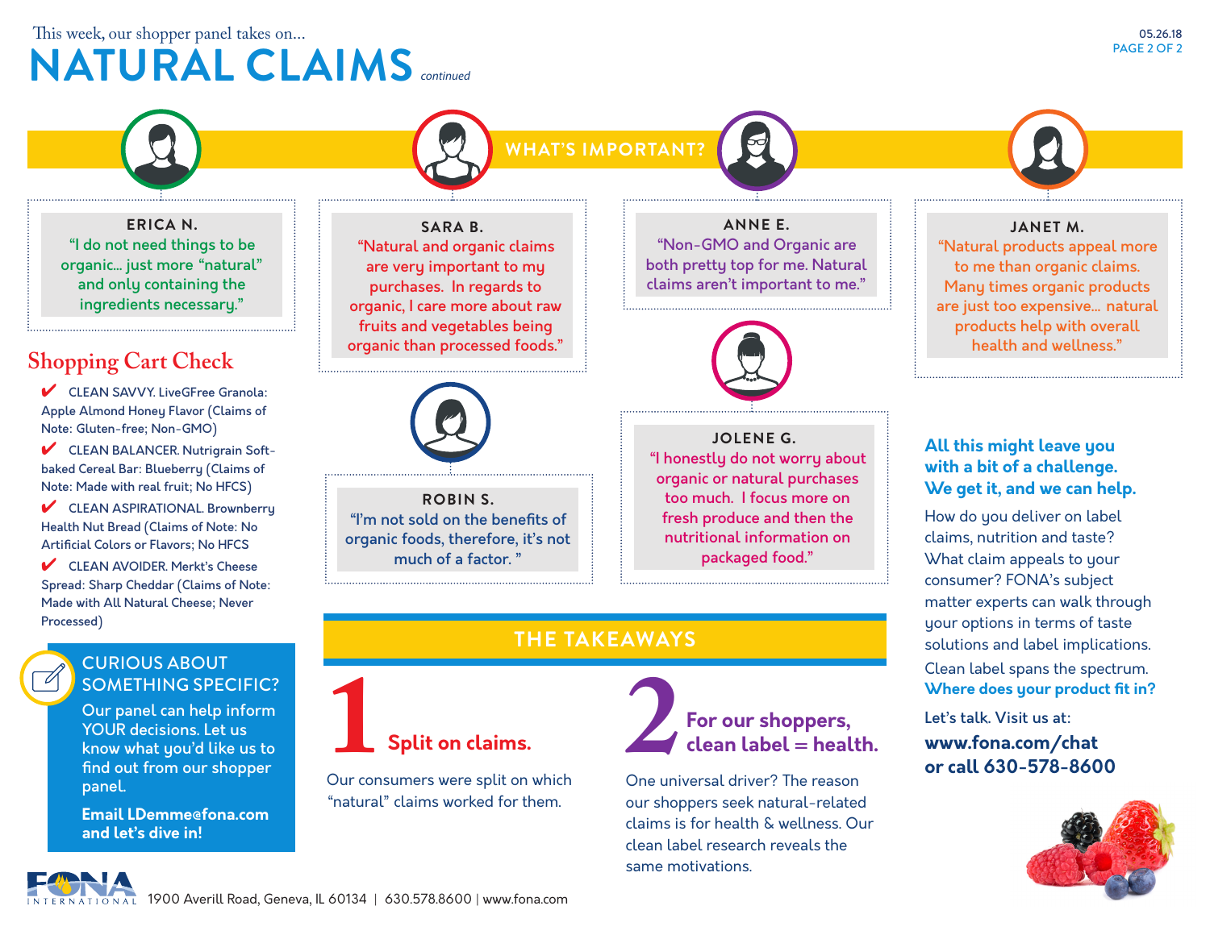This week, our shopper panel takes on...

# NATURAL CLAIMS *continued*

05.26.18

## WHAT'S IMPORTANT?

**ERICA N.**
"I do not need things to be organic... just more "natural" and only containing the ingredients necessary."

**SARA B.**
"Natural and organic claims are very important to my purchases. In regards to organic, I care more about raw fruits and vegetables being organic than processed foods."

**ANNE E.**
"Non-GMO and Organic are both pretty top for me. Natural claims aren't important to me."

**JANET M.**
"Natural products appeal more to me than organic claims. Many times organic products are just too expensive... natural products help with overall health and wellness."

**ROBIN S.**
"I'm not sold on the benefits of organic foods, therefore, it's not much of a factor. "

**JOLENE G.**
"I honestly do not worry about organic or natural purchases too much. I focus more on fresh produce and then the nutritional information on packaged food."

## Shopping Cart Check

- ✔ CLEAN SAVVY. LiveGFree Granola: Apple Almond Honey Flavor (Claims of Note: Gluten-free; Non-GMO)
- ✔ CLEAN BALANCER. Nutrigrain Soft-baked Cereal Bar: Blueberry (Claims of Note: Made with real fruit; No HFCS)
- ✔ CLEAN ASPIRATIONAL. Brownberry Health Nut Bread (Claims of Note: No Artificial Colors or Flavors; No HFCS
- ✔ CLEAN AVOIDER. Merkt's Cheese Spread: Sharp Cheddar (Claims of Note: Made with All Natural Cheese; Never Processed)

**CURIOUS ABOUT SOMETHING SPECIFIC?**
Our panel can help inform YOUR decisions. Let us know what you'd like us to find out from our shopper panel.

**Email LDemme@fona.com and let's dive in!**

## THE TAKEAWAYS

### 1 Split on claims.

Our consumers were split on which "natural" claims worked for them.

### 2 For our shoppers, clean label = health.

One universal driver? The reason our shoppers seek natural-related claims is for health & wellness. Our clean label research reveals the same motivations.

**All this might leave you with a bit of a challenge. We get it, and we can help.**

How do you deliver on label claims, nutrition and taste? What claim appeals to your consumer? FONA's subject matter experts can walk through your options in terms of taste solutions and label implications.

Clean label spans the spectrum. **Where does your product fit in?**

Let's talk. Visit us at:
**www.fona.com/chat**
**or call 630-578-8600**

FONA INTERNATIONAL 1900 Averill Road, Geneva, IL 60134 | 630.578.8600 | www.fona.com